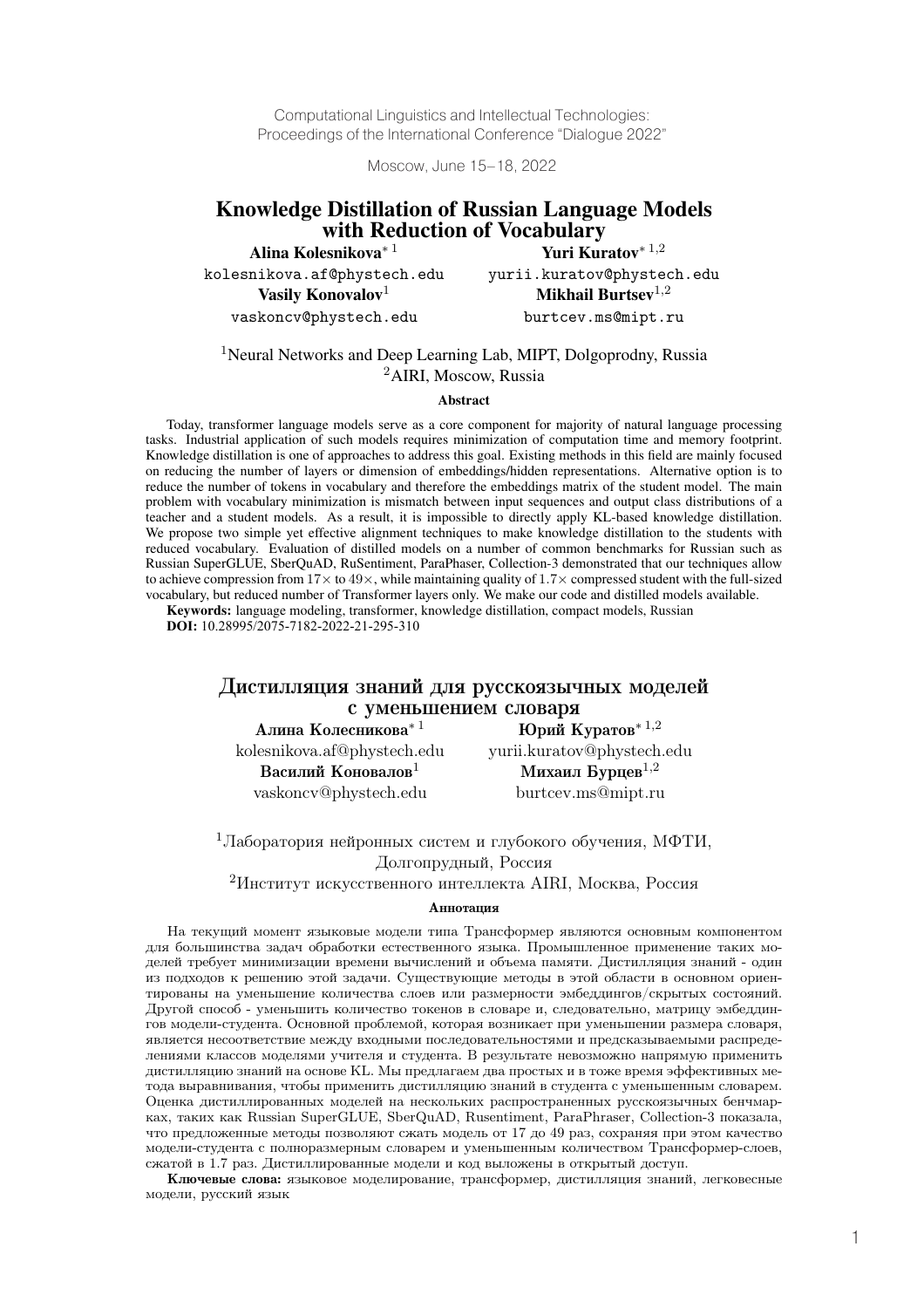Computational Linguistics and Intellectual Technologies:
Proceedings of the International Conference "Dialogue 2022"

Moscow, June 15–18, 2022

# Knowledge Distillation of Russian Language Models with Reduction of Vocabulary

**Alina Kolesnikova**[*1]
kolesnikova.af@phystech.edu

**Yuri Kuratov**[*1,2]
yurii.kuratov@phystech.edu

**Vasily Konovalov**[1]
vaskoncv@phystech.edu

**Mikhail Burtsev**[1,2]
burtcev.ms@mipt.ru

[1]Neural Networks and Deep Learning Lab, MIPT, Dolgoprodny, Russia
[2]AIRI, Moscow, Russia

### Abstract

Today, transformer language models serve as a core component for majority of natural language processing tasks. Industrial application of such models requires minimization of computation time and memory footprint. Knowledge distillation is one of approaches to address this goal. Existing methods in this field are mainly focused on reducing the number of layers or dimension of embeddings/hidden representations. Alternative option is to reduce the number of tokens in vocabulary and therefore the embeddings matrix of the student model. The main problem with vocabulary minimization is mismatch between input sequences and output class distributions of a teacher and a student models. As a result, it is impossible to directly apply KL-based knowledge distillation. We propose two simple yet effective alignment techniques to make knowledge distillation to the students with reduced vocabulary. Evaluation of distilled models on a number of common benchmarks for Russian such as Russian SuperGLUE, SberQuAD, RuSentiment, ParaPhaser, Collection-3 demonstrated that our techniques allow to achieve compression from 17× to 49×, while maintaining quality of 1.7× compressed student with the full-sized vocabulary, but reduced number of Transformer layers only. We make our code and distilled models available.

**Keywords:** language modeling, transformer, knowledge distillation, compact models, Russian

**DOI:** 10.28995/2075-7182-2022-21-295-310

# Дистилляция знаний для русскоязычных моделей с уменьшением словаря

**Алина Колесникова**[*1]
kolesnikova.af@phystech.edu

**Юрий Куратов**[*1,2]
yurii.kuratov@phystech.edu

**Василий Коновалов**[1]
vaskoncv@phystech.edu

**Михаил Бурцев**[1,2]
burtcev.ms@mipt.ru

[1]Лаборатория нейронных систем и глубокого обучения, МФТИ, Долгопрудный, Россия
[2]Институт искусственного интеллекта AIRI, Москва, Россия

### Аннотация

На текущий момент языковые модели типа Трансформер являются основным компонентом для большинства задач обработки естественного языка. Промышленное применение таких моделей требует минимизации времени вычислений и объема памяти. Дистилляция знаний - один из подходов к решению этой задачи. Существующие методы в этой области в основном ориентированы на уменьшение количества слоев или размерности эмбеддингов/скрытых состояний. Другой способ - уменьшить количество токенов в словаре и, следовательно, матрицу эмбеддингов модели-студента. Основной проблемой, которая возникает при уменьшении размера словаря, является несоответствие между входными последовательностями и предсказываемыми распределениями классов моделями учителя и студента. В результате невозможно напрямую применить дистилляцию знаний на основе KL. Мы предлагаем два простых и в тоже время эффективных метода выравнивания, чтобы применить дистилляцию знаний в студента с уменьшенным словарем. Оценка дистиллированных моделей на нескольких распространенных русскоязычных бенчмарках, таких как Russian SuperGLUE, SberQuAD, Rusentiment, ParaPhraser, Collection-3 показала, что предложенные методы позволяют сжать модель от 17 до 49 раз, сохраняя при этом качество модели-студента с полноразмерным словарем и уменьшенным количеством Трансформер-слоев, сжатой в 1.7 раз. Дистиллированные модели и код выложены в открытый доступ.

**Ключевые слова:** языковое моделирование, трансформер, дистилляция знаний, легковесные модели, русский язык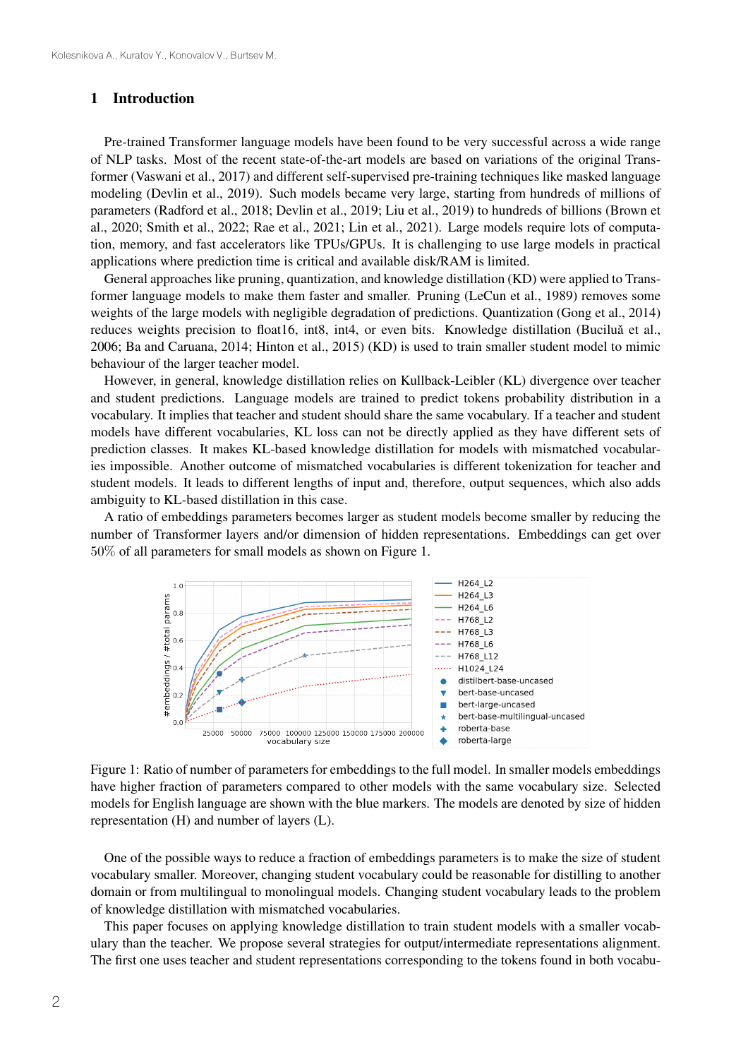## 1 Introduction

Pre-trained Transformer language models have been found to be very successful across a wide range of NLP tasks. Most of the recent state-of-the-art models are based on variations of the original Transformer (Vaswani et al., 2017) and different self-supervised pre-training techniques like masked language modeling (Devlin et al., 2019). Such models became very large, starting from hundreds of millions of parameters (Radford et al., 2018; Devlin et al., 2019; Liu et al., 2019) to hundreds of billions (Brown et al., 2020; Smith et al., 2022; Rae et al., 2021; Lin et al., 2021). Large models require lots of computation, memory, and fast accelerators like TPUs/GPUs. It is challenging to use large models in practical applications where prediction time is critical and available disk/RAM is limited.

General approaches like pruning, quantization, and knowledge distillation (KD) were applied to Transformer language models to make them faster and smaller. Pruning (LeCun et al., 1989) removes some weights of the large models with negligible degradation of predictions. Quantization (Gong et al., 2014) reduces weights precision to float16, int8, int4, or even bits. Knowledge distillation (Buciluǎ et al., 2006; Ba and Caruana, 2014; Hinton et al., 2015) (KD) is used to train smaller student model to mimic behaviour of the larger teacher model.

However, in general, knowledge distillation relies on Kullback-Leibler (KL) divergence over teacher and student predictions. Language models are trained to predict tokens probability distribution in a vocabulary. It implies that teacher and student should share the same vocabulary. If a teacher and student models have different vocabularies, KL loss can not be directly applied as they have different sets of prediction classes. It makes KL-based knowledge distillation for models with mismatched vocabularies impossible. Another outcome of mismatched vocabularies is different tokenization for teacher and student models. It leads to different lengths of input and, therefore, output sequences, which also adds ambiguity to KL-based distillation in this case.

A ratio of embeddings parameters becomes larger as student models become smaller by reducing the number of Transformer layers and/or dimension of hidden representations. Embeddings can get over $50\%$ of all parameters for small models as shown on Figure 1.

Figure 1: Ratio of number of parameters for embeddings to the full model. In smaller models embeddings have higher fraction of parameters compared to other models with the same vocabulary size. Selected models for English language are shown with the blue markers. The models are denoted by size of hidden representation (H) and number of layers (L).

One of the possible ways to reduce a fraction of embeddings parameters is to make the size of student vocabulary smaller. Moreover, changing student vocabulary could be reasonable for distilling to another domain or from multilingual to monolingual models. Changing student vocabulary leads to the problem of knowledge distillation with mismatched vocabularies.

This paper focuses on applying knowledge distillation to train student models with a smaller vocabulary than the teacher. We propose several strategies for output/intermediate representations alignment. The first one uses teacher and student representations corresponding to the tokens found in both vocabu-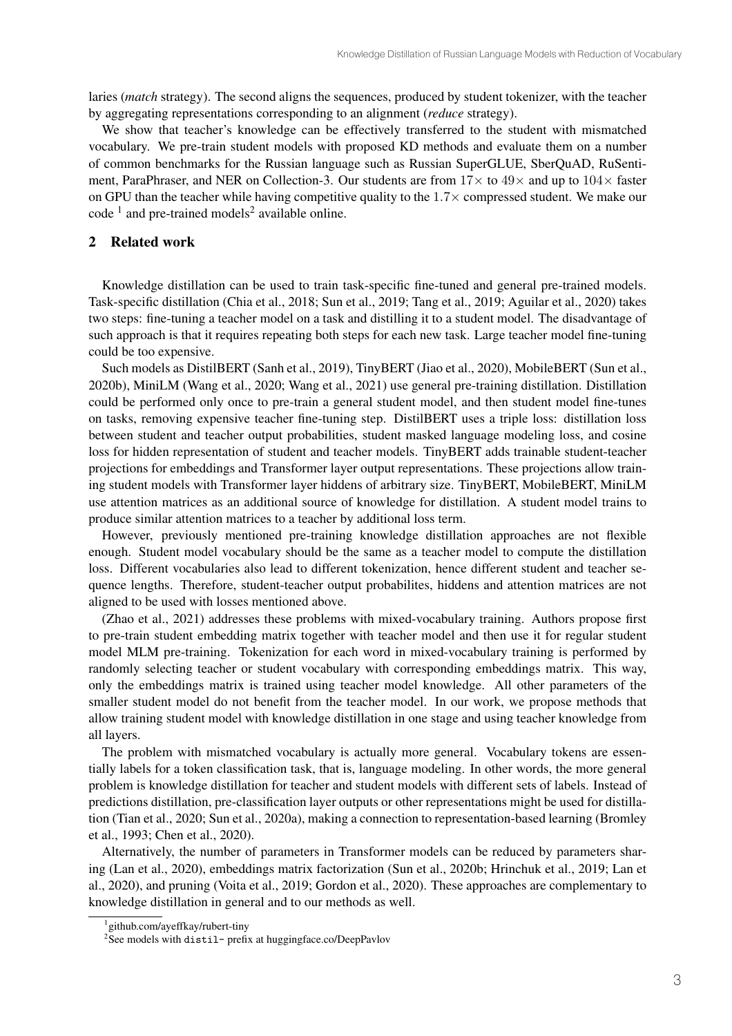laries (*match* strategy). The second aligns the sequences, produced by student tokenizer, with the teacher by aggregating representations corresponding to an alignment (*reduce* strategy).

We show that teacher's knowledge can be effectively transferred to the student with mismatched vocabulary. We pre-train student models with proposed KD methods and evaluate them on a number of common benchmarks for the Russian language such as Russian SuperGLUE, SberQuAD, RuSentiment, ParaPhraser, and NER on Collection-3. Our students are from $17\times$ to $49\times$ and up to $104\times$ faster on GPU than the teacher while having competitive quality to the $1.7\times$ compressed student. We make our code [1] and pre-trained models[2] available online.

## 2 Related work

Knowledge distillation can be used to train task-specific fine-tuned and general pre-trained models. Task-specific distillation (Chia et al., 2018; Sun et al., 2019; Tang et al., 2019; Aguilar et al., 2020) takes two steps: fine-tuning a teacher model on a task and distilling it to a student model. The disadvantage of such approach is that it requires repeating both steps for each new task. Large teacher model fine-tuning could be too expensive.

Such models as DistilBERT (Sanh et al., 2019), TinyBERT (Jiao et al., 2020), MobileBERT (Sun et al., 2020b), MiniLM (Wang et al., 2020; Wang et al., 2021) use general pre-training distillation. Distillation could be performed only once to pre-train a general student model, and then student model fine-tunes on tasks, removing expensive teacher fine-tuning step. DistilBERT uses a triple loss: distillation loss between student and teacher output probabilities, student masked language modeling loss, and cosine loss for hidden representation of student and teacher models. TinyBERT adds trainable student-teacher projections for embeddings and Transformer layer output representations. These projections allow training student models with Transformer layer hiddens of arbitrary size. TinyBERT, MobileBERT, MiniLM use attention matrices as an additional source of knowledge for distillation. A student model trains to produce similar attention matrices to a teacher by additional loss term.

However, previously mentioned pre-training knowledge distillation approaches are not flexible enough. Student model vocabulary should be the same as a teacher model to compute the distillation loss. Different vocabularies also lead to different tokenization, hence different student and teacher sequence lengths. Therefore, student-teacher output probabilites, hiddens and attention matrices are not aligned to be used with losses mentioned above.

(Zhao et al., 2021) addresses these problems with mixed-vocabulary training. Authors propose first to pre-train student embedding matrix together with teacher model and then use it for regular student model MLM pre-training. Tokenization for each word in mixed-vocabulary training is performed by randomly selecting teacher or student vocabulary with corresponding embeddings matrix. This way, only the embeddings matrix is trained using teacher model knowledge. All other parameters of the smaller student model do not benefit from the teacher model. In our work, we propose methods that allow training student model with knowledge distillation in one stage and using teacher knowledge from all layers.

The problem with mismatched vocabulary is actually more general. Vocabulary tokens are essentially labels for a token classification task, that is, language modeling. In other words, the more general problem is knowledge distillation for teacher and student models with different sets of labels. Instead of predictions distillation, pre-classification layer outputs or other representations might be used for distillation (Tian et al., 2020; Sun et al., 2020a), making a connection to representation-based learning (Bromley et al., 1993; Chen et al., 2020).

Alternatively, the number of parameters in Transformer models can be reduced by parameters sharing (Lan et al., 2020), embeddings matrix factorization (Sun et al., 2020b; Hrinchuk et al., 2019; Lan et al., 2020), and pruning (Voita et al., 2019; Gordon et al., 2020). These approaches are complementary to knowledge distillation in general and to our methods as well.

[1] github.com/ayeffkay/rubert-tiny

[2] See models with `distil-` prefix at huggingface.co/DeepPavlov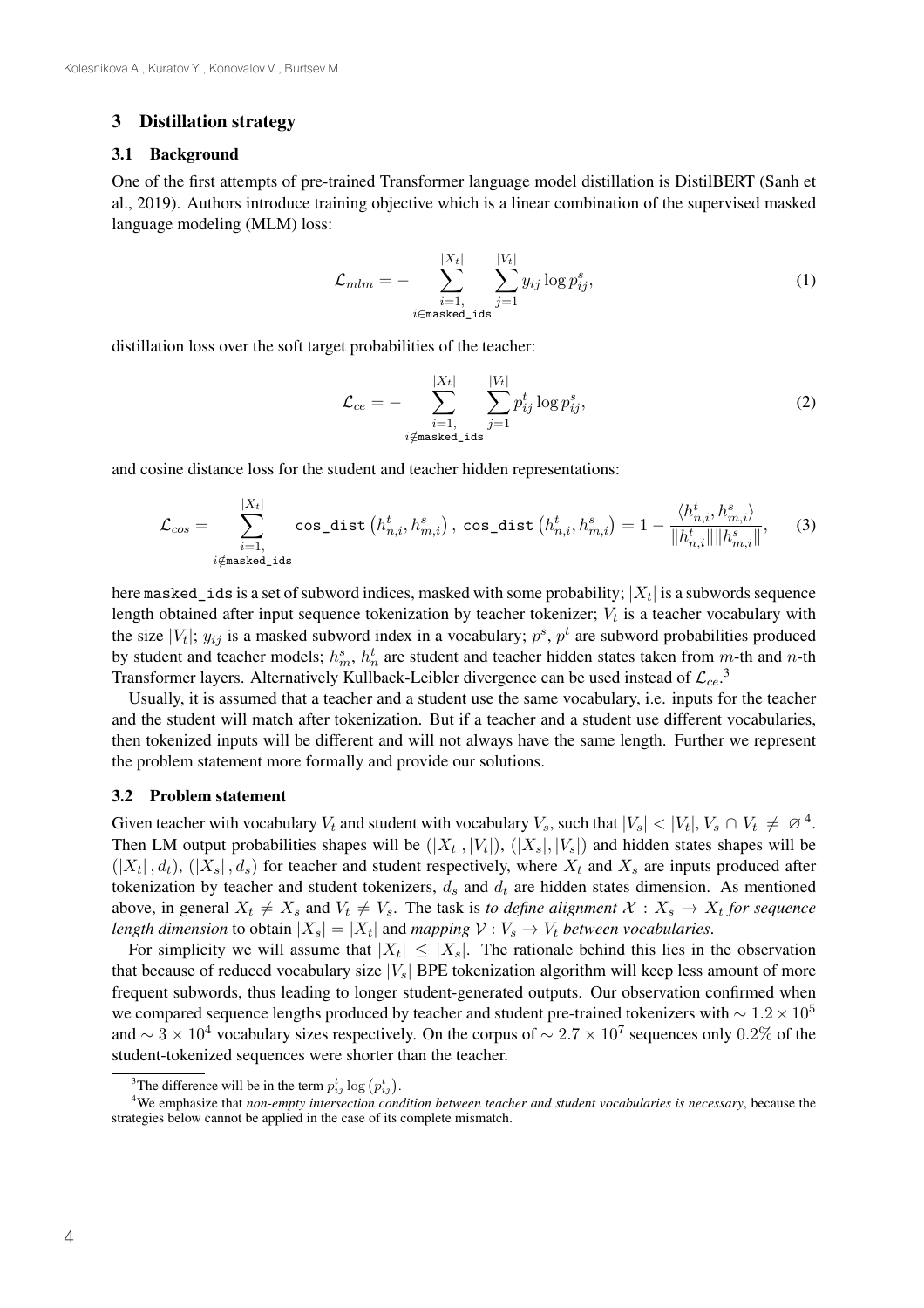## 3 Distillation strategy

### 3.1 Background

One of the first attempts of pre-trained Transformer language model distillation is DistilBERT (Sanh et al., 2019). Authors introduce training objective which is a linear combination of the supervised masked language modeling (MLM) loss:

$$\mathcal{L}_{mlm} = - \sum_{\substack{i=1, \\ i \in \texttt{masked\_ids}}}^{|X_t|} \sum_{j=1}^{|V_t|} y_{ij} \log p^s_{ij}, \tag{1}$$

distillation loss over the soft target probabilities of the teacher:

$$\mathcal{L}_{ce} = - \sum_{\substack{i=1, \\ i \notin \texttt{masked\_ids}}}^{|X_t|} \sum_{j=1}^{|V_t|} p^t_{ij} \log p^s_{ij}, \tag{2}$$

and cosine distance loss for the student and teacher hidden representations:

$$\mathcal{L}_{cos} = \sum_{\substack{i=1, \\ i \notin \texttt{masked\_ids}}}^{|X_t|} \texttt{cos\_dist}\left(h^t_{n,i}, h^s_{m,i}\right), \ \texttt{cos\_dist}\left(h^t_{n,i}, h^s_{m,i}\right) = 1 - \frac{\langle h^t_{n,i}, h^s_{m,i} \rangle}{\|h^t_{n,i}\| \|h^s_{m,i}\|}, \tag{3}$$

here `masked_ids` is a set of subword indices, masked with some probability; $|X_t|$ is a subwords sequence length obtained after input sequence tokenization by teacher tokenizer; $V_t$ is a teacher vocabulary with the size $|V_t|$; $y_{ij}$ is a masked subword index in a vocabulary; $p^s$, $p^t$ are subword probabilities produced by student and teacher models; $h^s_m$, $h^t_n$ are student and teacher hidden states taken from $m$-th and $n$-th Transformer layers. Alternatively Kullback-Leibler divergence can be used instead of $\mathcal{L}_{ce}$.[3]

Usually, it is assumed that a teacher and a student use the same vocabulary, i.e. inputs for the teacher and the student will match after tokenization. But if a teacher and a student use different vocabularies, then tokenized inputs will be different and will not always have the same length. Further we represent the problem statement more formally and provide our solutions.

### 3.2 Problem statement

Given teacher with vocabulary $V_t$ and student with vocabulary $V_s$, such that $|V_s| < |V_t|$, $V_s \cap V_t \neq \varnothing$[4]. Then LM output probabilities shapes will be $(|X_t|, |V_t|)$, $(|X_s|, |V_s|)$ and hidden states shapes will be $(|X_t|, d_t)$, $(|X_s|, d_s)$ for teacher and student respectively, where $X_t$ and $X_s$ are inputs produced after tokenization by teacher and student tokenizers, $d_s$ and $d_t$ are hidden states dimension. As mentioned above, in general $X_t \neq X_s$ and $V_t \neq V_s$. The task is *to define alignment $\mathcal{X} : X_s \rightarrow X_t$ for sequence length dimension* to obtain $|X_s| = |X_t|$ and *mapping $\mathcal{V} : V_s \rightarrow V_t$ between vocabularies*.

For simplicity we will assume that $|X_t| \leq |X_s|$. The rationale behind this lies in the observation that because of reduced vocabulary size $|V_s|$ BPE tokenization algorithm will keep less amount of more frequent subwords, thus leading to longer student-generated outputs. Our observation confirmed when we compared sequence lengths produced by teacher and student pre-trained tokenizers with $\sim 1.2 \times 10^5$ and $\sim 3 \times 10^4$ vocabulary sizes respectively. On the corpus of $\sim 2.7 \times 10^7$ sequences only $0.2\%$ of the student-tokenized sequences were shorter than the teacher.

---

[3] The difference will be in the term $p^t_{ij} \log\left(p^t_{ij}\right)$.

[4] We emphasize that *non-empty intersection condition between teacher and student vocabularies is necessary*, because the strategies below cannot be applied in the case of its complete mismatch.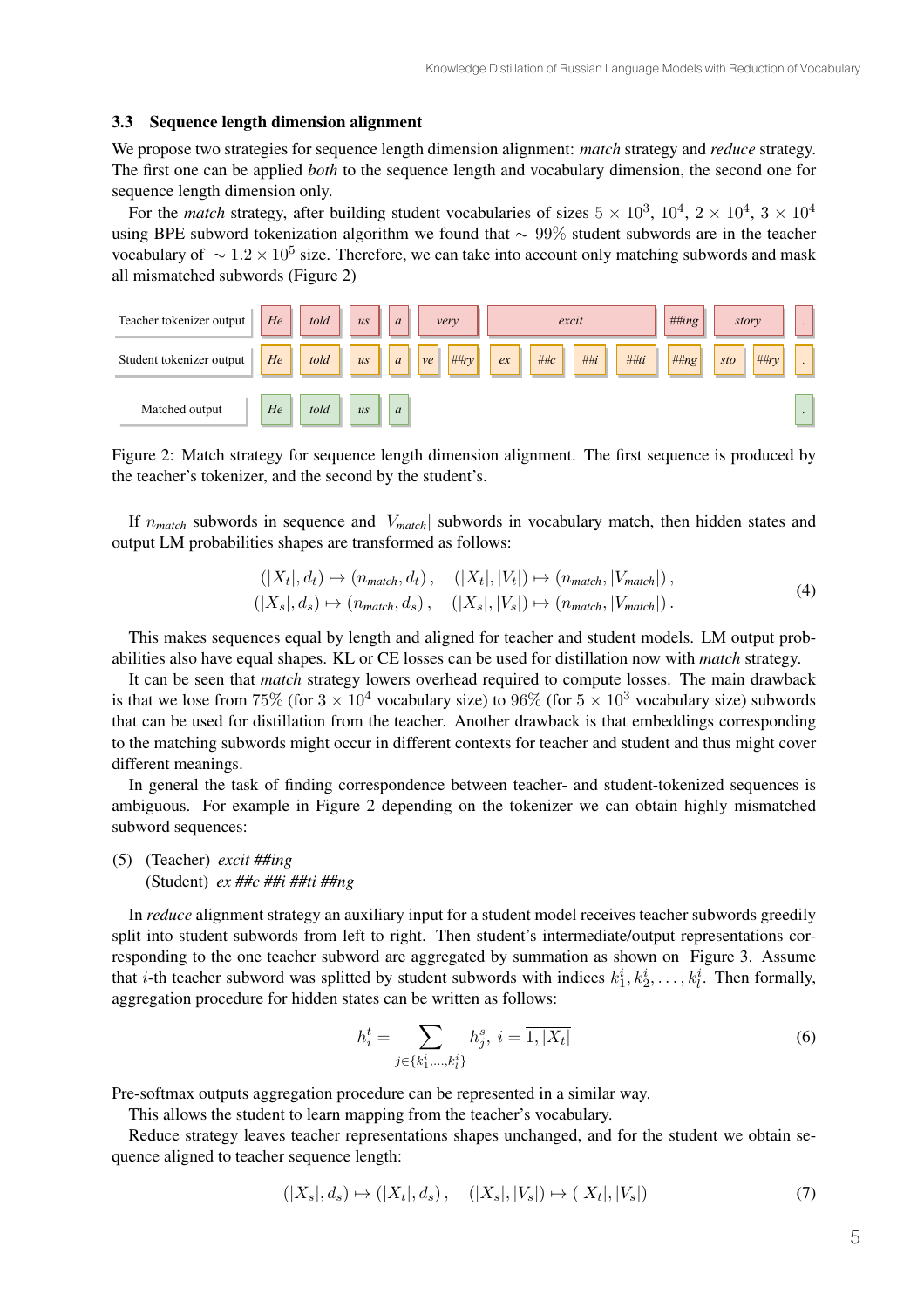### 3.3 Sequence length dimension alignment

We propose two strategies for sequence length dimension alignment: *match* strategy and *reduce* strategy. The first one can be applied *both* to the sequence length and vocabulary dimension, the second one for sequence length dimension only.

For the *match* strategy, after building student vocabularies of sizes $5 \times 10^3$, $10^4$, $2 \times 10^4$, $3 \times 10^4$ using BPE subword tokenization algorithm we found that $\sim 99\%$ student subwords are in the teacher vocabulary of $\sim 1.2 \times 10^5$ size. Therefore, we can take into account only matching subwords and mask all mismatched subwords (Figure 2)

| Teacher tokenizer output | *He* | *told* | *us* | *a* | *very* | *excit* | *##ing* | *story* | *.* |
|---|---|---|---|---|---|---|---|---|---|
| Student tokenizer output | *He* | *told* | *us* | *a* | *ve ##ry* | *ex ##c ##i ##ti* | *##ng* | *sto ##ry* | *.* |
| Matched output | *He* | *told* | *us* | *a* | | | | | *.* |

Figure 2: Match strategy for sequence length dimension alignment. The first sequence is produced by the teacher's tokenizer, and the second by the student's.

If $n_{match}$ subwords in sequence and $|V_{match}|$ subwords in vocabulary match, then hidden states and output LM probabilities shapes are transformed as follows:

$$
\begin{aligned}
(|X_t|, d_t) \mapsto (n_{match}, d_t), \quad (|X_t|, |V_t|) \mapsto (n_{match}, |V_{match}|), \\
(|X_s|, d_s) \mapsto (n_{match}, d_s), \quad (|X_s|, |V_s|) \mapsto (n_{match}, |V_{match}|).
\end{aligned}
\tag{4}
$$

This makes sequences equal by length and aligned for teacher and student models. LM output probabilities also have equal shapes. KL or CE losses can be used for distillation now with *match* strategy.

It can be seen that *match* strategy lowers overhead required to compute losses. The main drawback is that we lose from $75\%$ (for $3 \times 10^4$ vocabulary size) to $96\%$ (for $5 \times 10^3$ vocabulary size) subwords that can be used for distillation from the teacher. Another drawback is that embeddings corresponding to the matching subwords might occur in different contexts for teacher and student and thus might cover different meanings.

In general the task of finding correspondence between teacher- and student-tokenized sequences is ambiguous. For example in Figure 2 depending on the tokenizer we can obtain highly mismatched subword sequences:

(5) (Teacher) *excit ##ing*
    (Student) *ex ##c ##i ##ti ##ng*

In *reduce* alignment strategy an auxiliary input for a student model receives teacher subwords greedily split into student subwords from left to right. Then student's intermediate/output representations corresponding to the one teacher subword are aggregated by summation as shown on Figure 3. Assume that $i$-th teacher subword was splitted by student subwords with indices $k_1^i, k_2^i, \ldots, k_l^i$. Then formally, aggregation procedure for hidden states can be written as follows:

$$
h_i^t = \sum_{j \in \{k_1^i, \ldots, k_l^i\}} h_j^s, \; i = \overline{1, |X_t|} \tag{6}
$$

Pre-softmax outputs aggregation procedure can be represented in a similar way.

This allows the student to learn mapping from the teacher's vocabulary.

Reduce strategy leaves teacher representations shapes unchanged, and for the student we obtain sequence aligned to teacher sequence length:

$$
(|X_s|, d_s) \mapsto (|X_t|, d_s), \quad (|X_s|, |V_s|) \mapsto (|X_t|, |V_s|) \tag{7}
$$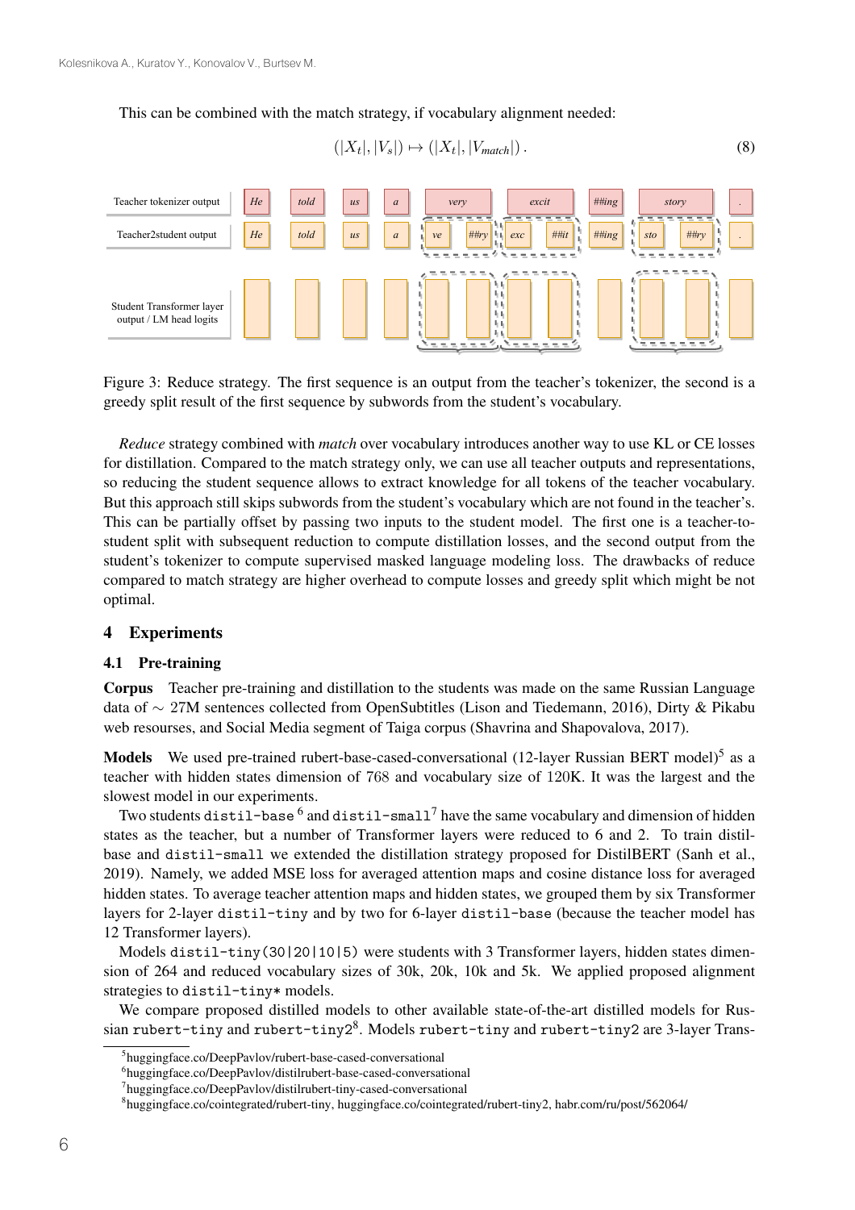This can be combined with the match strategy, if vocabulary alignment needed:

$$(|X_t|, |V_s|) \mapsto (|X_t|, |V_{match}|)\,. \tag{8}$$

Figure 3: Reduce strategy. The first sequence is an output from the teacher's tokenizer, the second is a greedy split result of the first sequence by subwords from the student's vocabulary.

*Reduce* strategy combined with *match* over vocabulary introduces another way to use KL or CE losses for distillation. Compared to the match strategy only, we can use all teacher outputs and representations, so reducing the student sequence allows to extract knowledge for all tokens of the teacher vocabulary. But this approach still skips subwords from the student's vocabulary which are not found in the teacher's. This can be partially offset by passing two inputs to the student model. The first one is a teacher-to-student split with subsequent reduction to compute distillation losses, and the second output from the student's tokenizer to compute supervised masked language modeling loss. The drawbacks of reduce compared to match strategy are higher overhead to compute losses and greedy split which might be not optimal.

## 4 Experiments

### 4.1 Pre-training

**Corpus** Teacher pre-training and distillation to the students was made on the same Russian Language data of $\sim 27$M sentences collected from OpenSubtitles (Lison and Tiedemann, 2016), Dirty & Pikabu web resourses, and Social Media segment of Taiga corpus (Shavrina and Shapovalova, 2017).

**Models** We used pre-trained rubert-base-cased-conversational (12-layer Russian BERT model)[5] as a teacher with hidden states dimension of 768 and vocabulary size of 120K. It was the largest and the slowest model in our experiments.

Two students `distil-base` [6] and `distil-small`[7] have the same vocabulary and dimension of hidden states as the teacher, but a number of Transformer layers were reduced to 6 and 2. To train distil-base and `distil-small` we extended the distillation strategy proposed for DistilBERT (Sanh et al., 2019). Namely, we added MSE loss for averaged attention maps and cosine distance loss for averaged hidden states. To average teacher attention maps and hidden states, we grouped them by six Transformer layers for 2-layer `distil-tiny` and by two for 6-layer `distil-base` (because the teacher model has 12 Transformer layers).

Models `distil-tiny(30|20|10|5)` were students with 3 Transformer layers, hidden states dimension of 264 and reduced vocabulary sizes of 30k, 20k, 10k and 5k. We applied proposed alignment strategies to `distil-tiny*` models.

We compare proposed distilled models to other available state-of-the-art distilled models for Russian `rubert-tiny` and `rubert-tiny2`[8]. Models `rubert-tiny` and `rubert-tiny2` are 3-layer Trans-

[5] huggingface.co/DeepPavlov/rubert-base-cased-conversational

[6] huggingface.co/DeepPavlov/distilrubert-base-cased-conversational

[7] huggingface.co/DeepPavlov/distilrubert-tiny-cased-conversational

[8] huggingface.co/cointegrated/rubert-tiny, huggingface.co/cointegrated/rubert-tiny2, habr.com/ru/post/562064/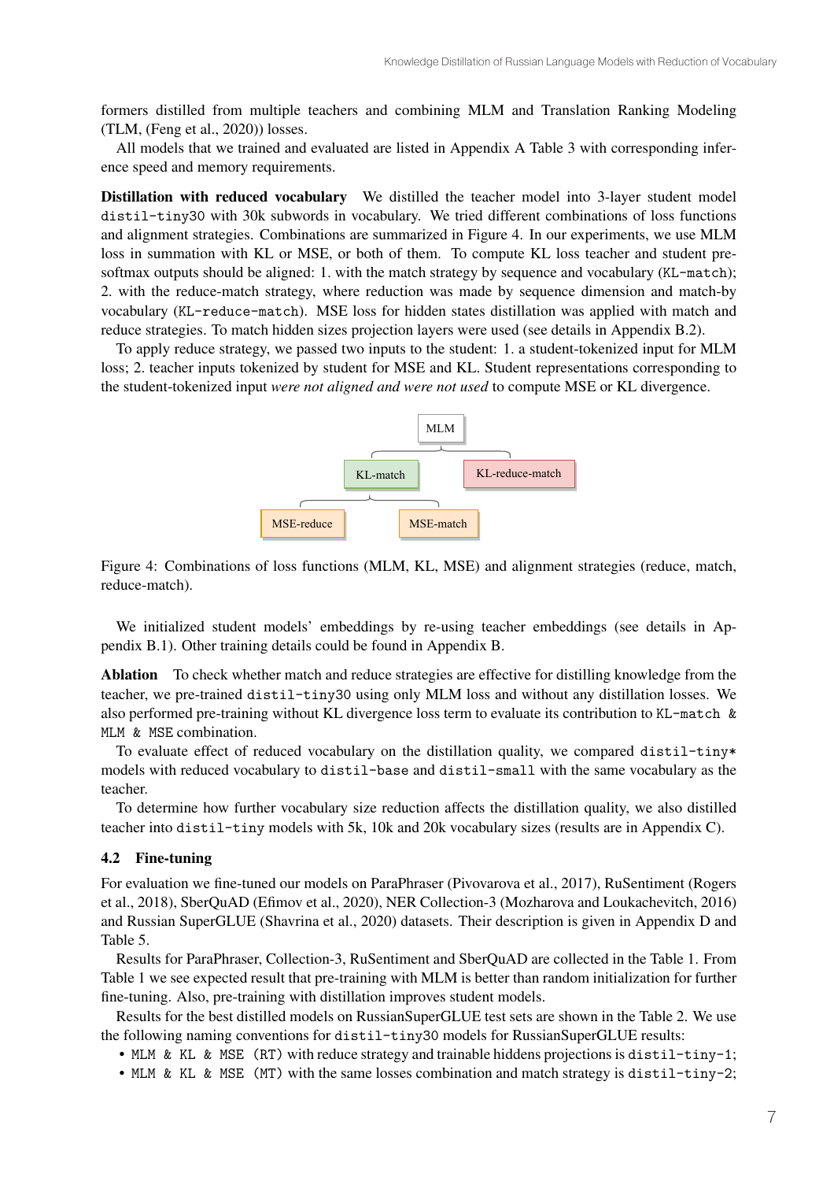formers distilled from multiple teachers and combining MLM and Translation Ranking Modeling (TLM, (Feng et al., 2020)) losses.

All models that we trained and evaluated are listed in Appendix A Table 3 with corresponding inference speed and memory requirements.

**Distillation with reduced vocabulary** We distilled the teacher model into 3-layer student model `distil-tiny30` with 30k subwords in vocabulary. We tried different combinations of loss functions and alignment strategies. Combinations are summarized in Figure 4. In our experiments, we use MLM loss in summation with KL or MSE, or both of them. To compute KL loss teacher and student pre-softmax outputs should be aligned: 1. with the match strategy by sequence and vocabulary (`KL-match`); 2. with the reduce-match strategy, where reduction was made by sequence dimension and match-by vocabulary (`KL-reduce-match`). MSE loss for hidden states distillation was applied with match and reduce strategies. To match hidden sizes projection layers were used (see details in Appendix B.2).

To apply reduce strategy, we passed two inputs to the student: 1. a student-tokenized input for MLM loss; 2. teacher inputs tokenized by student for MSE and KL. Student representations corresponding to the student-tokenized input *were not aligned and were not used* to compute MSE or KL divergence.

MLM

KL-match | KL-reduce-match

MSE-reduce | MSE-match

Figure 4: Combinations of loss functions (MLM, KL, MSE) and alignment strategies (reduce, match, reduce-match).

We initialized student models' embeddings by re-using teacher embeddings (see details in Appendix B.1). Other training details could be found in Appendix B.

**Ablation** To check whether match and reduce strategies are effective for distilling knowledge from the teacher, we pre-trained `distil-tiny30` using only MLM loss and without any distillation losses. We also performed pre-training without KL divergence loss term to evaluate its contribution to `KL-match & MLM & MSE` combination.

To evaluate effect of reduced vocabulary on the distillation quality, we compared `distil-tiny*` models with reduced vocabulary to `distil-base` and `distil-small` with the same vocabulary as the teacher.

To determine how further vocabulary size reduction affects the distillation quality, we also distilled teacher into `distil-tiny` models with 5k, 10k and 20k vocabulary sizes (results are in Appendix C).

### 4.2 Fine-tuning

For evaluation we fine-tuned our models on ParaPhraser (Pivovarova et al., 2017), RuSentiment (Rogers et al., 2018), SberQuAD (Efimov et al., 2020), NER Collection-3 (Mozharova and Loukachevitch, 2016) and Russian SuperGLUE (Shavrina et al., 2020) datasets. Their description is given in Appendix D and Table 5.

Results for ParaPhraser, Collection-3, RuSentiment and SberQuAD are collected in the Table 1. From Table 1 we see expected result that pre-training with MLM is better than random initialization for further fine-tuning. Also, pre-training with distillation improves student models.

Results for the best distilled models on RussianSuperGLUE test sets are shown in the Table 2. We use the following naming conventions for `distil-tiny30` models for RussianSuperGLUE results:

- `MLM & KL & MSE (RT)` with reduce strategy and trainable hiddens projections is `distil-tiny-1`;
- `MLM & KL & MSE (MT)` with the same losses combination and match strategy is `distil-tiny-2`;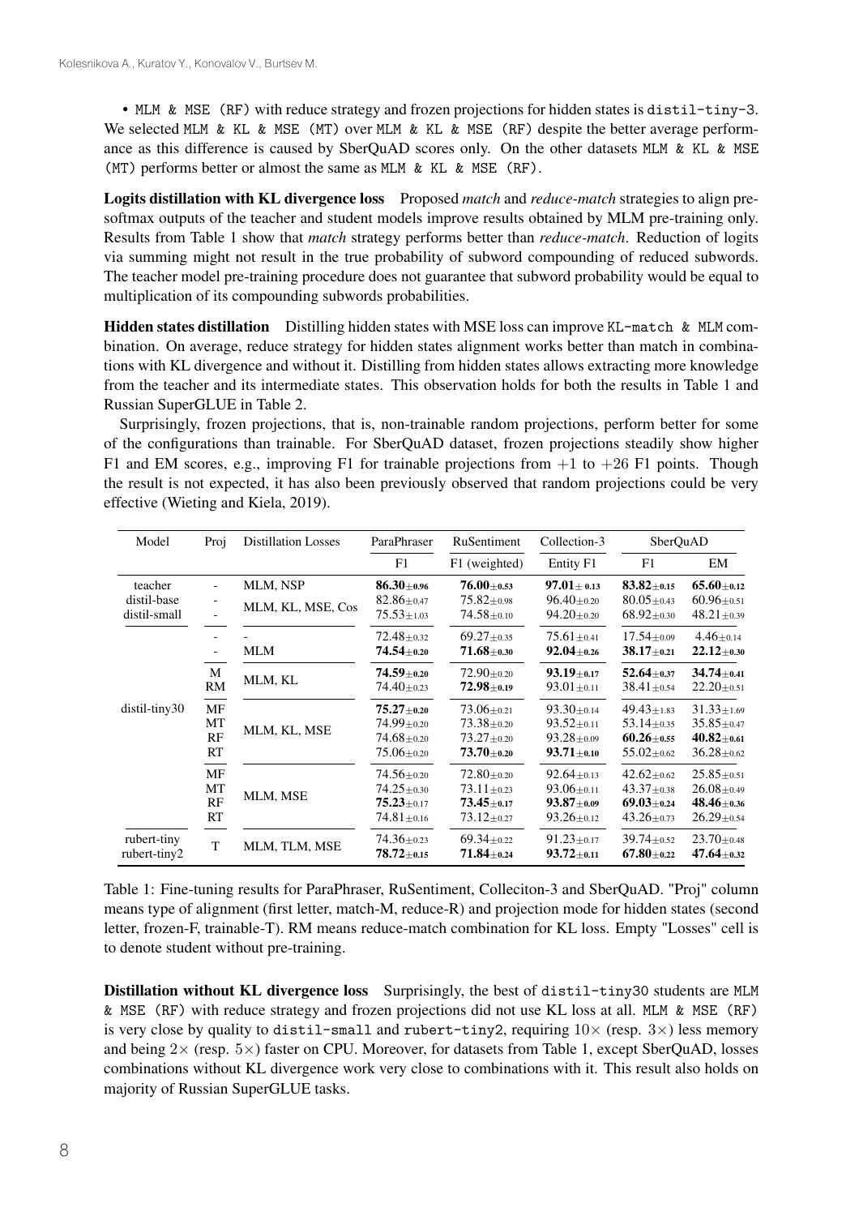• `MLM & MSE (RF)` with reduce strategy and frozen projections for hidden states is `distil-tiny-3`. We selected `MLM & KL & MSE (MT)` over `MLM & KL & MSE (RF)` despite the better average performance as this difference is caused by SberQuAD scores only. On the other datasets `MLM & KL & MSE (MT)` performs better or almost the same as `MLM & KL & MSE (RF)`.

**Logits distillation with KL divergence loss** Proposed *match* and *reduce-match* strategies to align pre-softmax outputs of the teacher and student models improve results obtained by MLM pre-training only. Results from Table 1 show that *match* strategy performs better than *reduce-match*. Reduction of logits via summing might not result in the true probability of subword compounding of reduced subwords. The teacher model pre-training procedure does not guarantee that subword probability would be equal to multiplication of its compounding subwords probabilities.

**Hidden states distillation** Distilling hidden states with MSE loss can improve `KL-match & MLM` combination. On average, reduce strategy for hidden states alignment works better than match in combinations with KL divergence and without it. Distilling from hidden states allows extracting more knowledge from the teacher and its intermediate states. This observation holds for both the results in Table 1 and Russian SuperGLUE in Table 2.

Surprisingly, frozen projections, that is, non-trainable random projections, perform better for some of the configurations than trainable. For SberQuAD dataset, frozen projections steadily show higher F1 and EM scores, e.g., improving F1 for trainable projections from $+1$ to $+26$ F1 points. Though the result is not expected, it has also been previously observed that random projections could be very effective (Wieting and Kiela, 2019).

| Model | Proj | Distillation Losses | ParaPhraser | RuSentiment | Collection-3 | SberQuAD | |
|---|---|---|---|---|---|---|---|
| | | | F1 | F1 (weighted) | Entity F1 | F1 | EM |
| teacher | - | MLM, NSP | **86.30**$\pm$0.96 | **76.00**$\pm$0.53 | **97.01**$\pm$0.13 | **83.82**$\pm$0.15 | **65.60**$\pm$0.12 |
| distil-base | - | MLM, KL, MSE, Cos | 82.86$\pm$0.47 | 75.82$\pm$0.98 | 96.40$\pm$0.20 | 80.05$\pm$0.43 | 60.96$\pm$0.51 |
| distil-small | - | | 75.53$\pm$1.03 | 74.58$\pm$0.10 | 94.20$\pm$0.20 | 68.92$\pm$0.30 | 48.21$\pm$0.39 |
| distil-tiny30 | - | - | 72.48$\pm$0.32 | 69.27$\pm$0.35 | 75.61$\pm$0.41 | 17.54$\pm$0.09 | 4.46$\pm$0.14 |
| | - | MLM | **74.54**$\pm$0.20 | **71.68**$\pm$0.30 | **92.04**$\pm$0.26 | **38.17**$\pm$0.21 | **22.12**$\pm$0.30 |
| | M | MLM, KL | **74.59**$\pm$0.20 | 72.90$\pm$0.20 | **93.19**$\pm$0.17 | **52.64**$\pm$0.37 | **34.74**$\pm$0.41 |
| | RM | | 74.40$\pm$0.23 | **72.98**$\pm$0.19 | 93.01$\pm$0.11 | 38.41$\pm$0.54 | 22.20$\pm$0.51 |
| | MF | MLM, KL, MSE | **75.27**$\pm$0.20 | 73.06$\pm$0.21 | 93.30$\pm$0.14 | 49.43$\pm$1.83 | 31.33$\pm$1.69 |
| | MT | | 74.99$\pm$0.20 | 73.38$\pm$0.20 | 93.52$\pm$0.11 | 53.14$\pm$0.35 | 35.85$\pm$0.47 |
| | RF | | 74.68$\pm$0.20 | 73.27$\pm$0.20 | 93.28$\pm$0.09 | **60.26**$\pm$0.55 | **40.82**$\pm$0.61 |
| | RT | | 75.06$\pm$0.20 | **73.70**$\pm$0.20 | **93.71**$\pm$0.10 | 55.02$\pm$0.62 | 36.28$\pm$0.62 |
| | MF | MLM, MSE | 74.56$\pm$0.20 | 72.80$\pm$0.20 | 92.64$\pm$0.13 | 42.62$\pm$0.62 | 25.85$\pm$0.51 |
| | MT | | 74.25$\pm$0.30 | 73.11$\pm$0.23 | 93.06$\pm$0.11 | 43.37$\pm$0.38 | 26.08$\pm$0.49 |
| | RF | | **75.23**$\pm$0.17 | **73.45**$\pm$0.17 | **93.87**$\pm$0.09 | **69.03**$\pm$0.24 | **48.46**$\pm$0.36 |
| | RT | | 74.81$\pm$0.16 | 73.12$\pm$0.27 | 93.26$\pm$0.12 | 43.26$\pm$0.73 | 26.29$\pm$0.54 |
| rubert-tiny | T | MLM, TLM, MSE | 74.36$\pm$0.23 | 69.34$\pm$0.22 | 91.23$\pm$0.17 | 39.74$\pm$0.52 | 23.70$\pm$0.48 |
| rubert-tiny2 | | | **78.72**$\pm$0.15 | **71.84**$\pm$0.24 | **93.72**$\pm$0.11 | **67.80**$\pm$0.22 | **47.64**$\pm$0.32 |

Table 1: Fine-tuning results for ParaPhraser, RuSentiment, Colleciton-3 and SberQuAD. "Proj" column means type of alignment (first letter, match-M, reduce-R) and projection mode for hidden states (second letter, frozen-F, trainable-T). RM means reduce-match combination for KL loss. Empty "Losses" cell is to denote student without pre-training.

**Distillation without KL divergence loss** Surprisingly, the best of `distil-tiny30` students are `MLM & MSE (RF)` with reduce strategy and frozen projections did not use KL loss at all. `MLM & MSE (RF)` is very close by quality to `distil-small` and `rubert-tiny2`, requiring $10\times$ (resp. $3\times$) less memory and being $2\times$ (resp. $5\times$) faster on CPU. Moreover, for datasets from Table 1, except SberQuAD, losses combinations without KL divergence work very close to combinations with it. This result also holds on majority of Russian SuperGLUE tasks.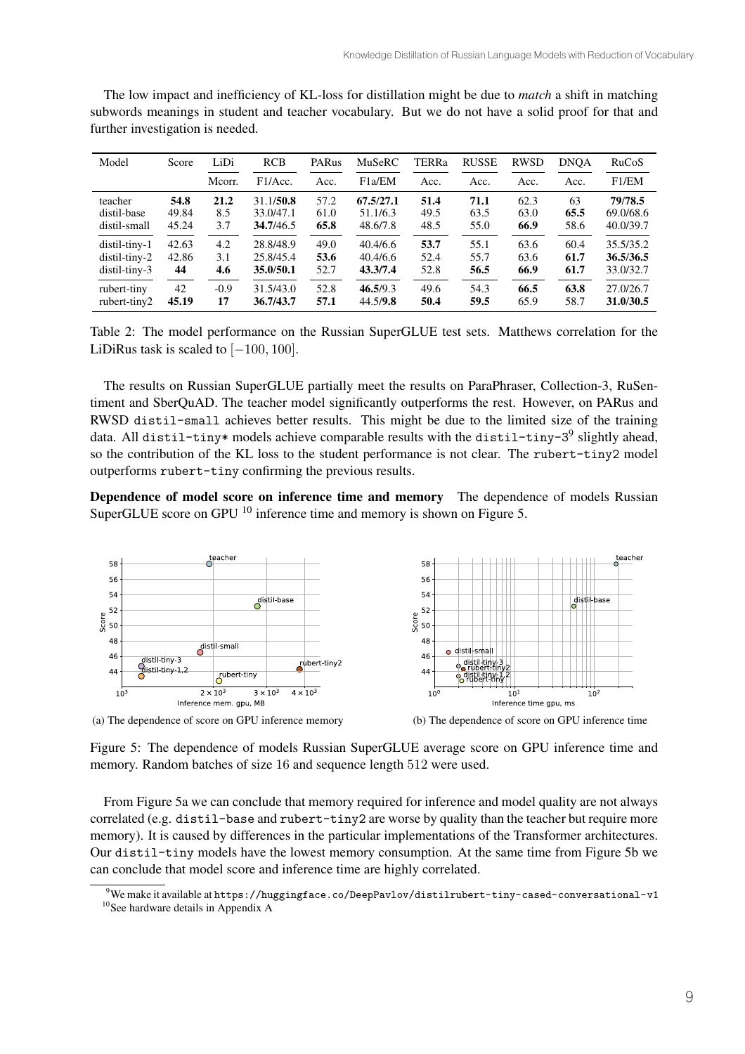The low impact and inefficiency of KL-loss for distillation might be due to *match* a shift in matching subwords meanings in student and teacher vocabulary. But we do not have a solid proof for that and further investigation is needed.

| Model | Score | LiDi | RCB | PARus | MuSeRC | TERRa | RUSSE | RWSD | DNQA | RuCoS |
|---|---|---|---|---|---|---|---|---|---|---|
| | | Mcorr. | F1/Acc. | Acc. | F1a/EM | Acc. | Acc. | Acc. | Acc. | F1/EM |
| teacher | **54.8** | **21.2** | 31.1/**50.8** | 57.2 | **67.5/27.1** | **51.4** | **71.1** | 62.3 | 63 | **79/78.5** |
| distil-base | 49.84 | 8.5 | 33.0/47.1 | 61.0 | 51.1/6.3 | 49.5 | 63.5 | 63.0 | **65.5** | 69.0/68.6 |
| distil-small | 45.24 | 3.7 | **34.7**/46.5 | **65.8** | 48.6/7.8 | 48.5 | 55.0 | **66.9** | 58.6 | 40.0/39.7 |
| distil-tiny-1 | 42.63 | 4.2 | 28.8/48.9 | 49.0 | 40.4/6.6 | **53.7** | 55.1 | 63.6 | 60.4 | 35.5/35.2 |
| distil-tiny-2 | 42.86 | 3.1 | 25.8/45.4 | **53.6** | 40.4/6.6 | 52.4 | 55.7 | 63.6 | **61.7** | **36.5/36.5** |
| distil-tiny-3 | **44** | **4.6** | **35.0/50.1** | 52.7 | **43.3/7.4** | 52.8 | **56.5** | **66.9** | **61.7** | 33.0/32.7 |
| rubert-tiny | 42 | -0.9 | 31.5/43.0 | 52.8 | **46.5**/9.3 | 49.6 | 54.3 | **66.5** | **63.8** | 27.0/26.7 |
| rubert-tiny2 | **45.19** | **17** | **36.7/43.7** | **57.1** | 44.5/**9.8** | **50.4** | **59.5** | 65.9 | 58.7 | **31.0/30.5** |

Table 2: The model performance on the Russian SuperGLUE test sets. Matthews correlation for the LiDiRus task is scaled to $[-100, 100]$.

The results on Russian SuperGLUE partially meet the results on ParaPhraser, Collection-3, RuSentiment and SberQuAD. The teacher model significantly outperforms the rest. However, on PARus and RWSD `distil-small` achieves better results. This might be due to the limited size of the training data. All `distil-tiny*` models achieve comparable results with the `distil-tiny-3`[9] slightly ahead, so the contribution of the KL loss to the student performance is not clear. The `rubert-tiny2` model outperforms `rubert-tiny` confirming the previous results.

**Dependence of model score on inference time and memory** The dependence of models Russian SuperGLUE score on GPU [10] inference time and memory is shown on Figure 5.

(a) The dependence of score on GPU inference memory

(b) The dependence of score on GPU inference time

Figure 5: The dependence of models Russian SuperGLUE average score on GPU inference time and memory. Random batches of size 16 and sequence length 512 were used.

From Figure 5a we can conclude that memory required for inference and model quality are not always correlated (e.g. `distil-base` and `rubert-tiny2` are worse by quality than the teacher but require more memory). It is caused by differences in the particular implementations of the Transformer architectures. Our `distil-tiny` models have the lowest memory consumption. At the same time from Figure 5b we can conclude that model score and inference time are highly correlated.

[9] We make it available at https://huggingface.co/DeepPavlov/distilrubert-tiny-cased-conversational-v1

[10] See hardware details in Appendix A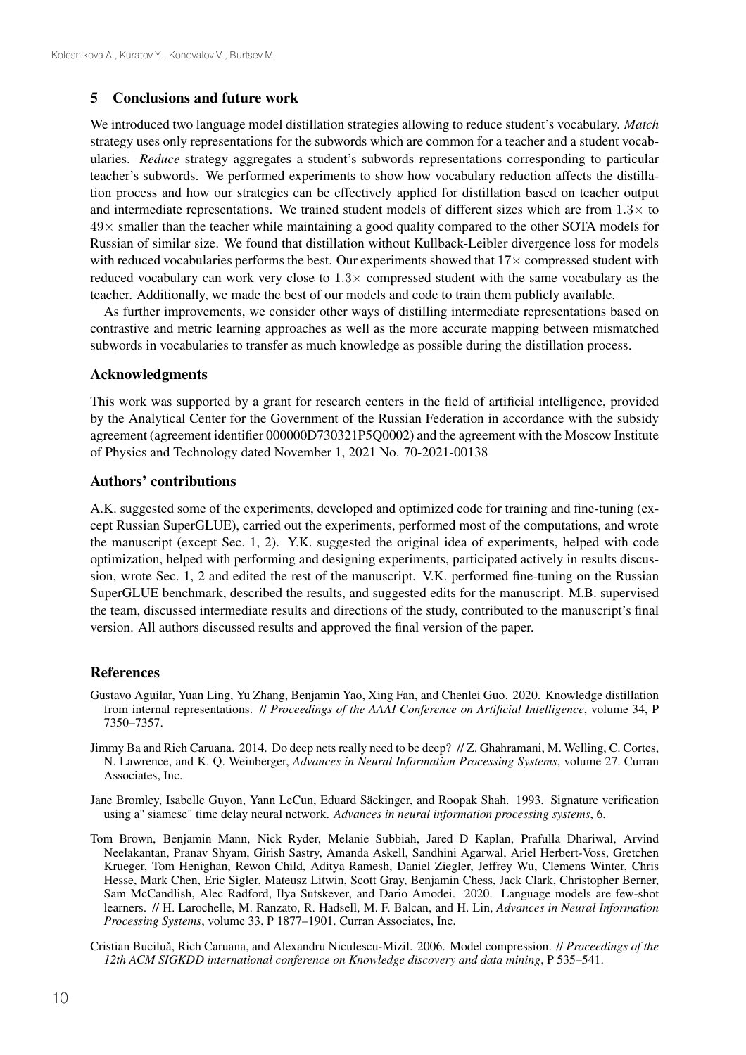## 5 Conclusions and future work

We introduced two language model distillation strategies allowing to reduce student's vocabulary. *Match* strategy uses only representations for the subwords which are common for a teacher and a student vocabularies. *Reduce* strategy aggregates a student's subwords representations corresponding to particular teacher's subwords. We performed experiments to show how vocabulary reduction affects the distillation process and how our strategies can be effectively applied for distillation based on teacher output and intermediate representations. We trained student models of different sizes which are from $1.3\times$ to $49\times$ smaller than the teacher while maintaining a good quality compared to the other SOTA models for Russian of similar size. We found that distillation without Kullback-Leibler divergence loss for models with reduced vocabularies performs the best. Our experiments showed that $17\times$ compressed student with reduced vocabulary can work very close to $1.3\times$ compressed student with the same vocabulary as the teacher. Additionally, we made the best of our models and code to train them publicly available.

As further improvements, we consider other ways of distilling intermediate representations based on contrastive and metric learning approaches as well as the more accurate mapping between mismatched subwords in vocabularies to transfer as much knowledge as possible during the distillation process.

### Acknowledgments

This work was supported by a grant for research centers in the field of artificial intelligence, provided by the Analytical Center for the Government of the Russian Federation in accordance with the subsidy agreement (agreement identifier 000000D730321P5Q0002) and the agreement with the Moscow Institute of Physics and Technology dated November 1, 2021 No. 70-2021-00138

### Authors' contributions

A.K. suggested some of the experiments, developed and optimized code for training and fine-tuning (except Russian SuperGLUE), carried out the experiments, performed most of the computations, and wrote the manuscript (except Sec. 1, 2). Y.K. suggested the original idea of experiments, helped with code optimization, helped with performing and designing experiments, participated actively in results discussion, wrote Sec. 1, 2 and edited the rest of the manuscript. V.K. performed fine-tuning on the Russian SuperGLUE benchmark, described the results, and suggested edits for the manuscript. M.B. supervised the team, discussed intermediate results and directions of the study, contributed to the manuscript's final version. All authors discussed results and approved the final version of the paper.

### References

Gustavo Aguilar, Yuan Ling, Yu Zhang, Benjamin Yao, Xing Fan, and Chenlei Guo. 2020. Knowledge distillation from internal representations. // *Proceedings of the AAAI Conference on Artificial Intelligence*, volume 34, P 7350–7357.

Jimmy Ba and Rich Caruana. 2014. Do deep nets really need to be deep? // Z. Ghahramani, M. Welling, C. Cortes, N. Lawrence, and K. Q. Weinberger, *Advances in Neural Information Processing Systems*, volume 27. Curran Associates, Inc.

Jane Bromley, Isabelle Guyon, Yann LeCun, Eduard Säckinger, and Roopak Shah. 1993. Signature verification using a" siamese" time delay neural network. *Advances in neural information processing systems*, 6.

Tom Brown, Benjamin Mann, Nick Ryder, Melanie Subbiah, Jared D Kaplan, Prafulla Dhariwal, Arvind Neelakantan, Pranav Shyam, Girish Sastry, Amanda Askell, Sandhini Agarwal, Ariel Herbert-Voss, Gretchen Krueger, Tom Henighan, Rewon Child, Aditya Ramesh, Daniel Ziegler, Jeffrey Wu, Clemens Winter, Chris Hesse, Mark Chen, Eric Sigler, Mateusz Litwin, Scott Gray, Benjamin Chess, Jack Clark, Christopher Berner, Sam McCandlish, Alec Radford, Ilya Sutskever, and Dario Amodei. 2020. Language models are few-shot learners. // H. Larochelle, M. Ranzato, R. Hadsell, M. F. Balcan, and H. Lin, *Advances in Neural Information Processing Systems*, volume 33, P 1877–1901. Curran Associates, Inc.

Cristian Buciluă, Rich Caruana, and Alexandru Niculescu-Mizil. 2006. Model compression. // *Proceedings of the 12th ACM SIGKDD international conference on Knowledge discovery and data mining*, P 535–541.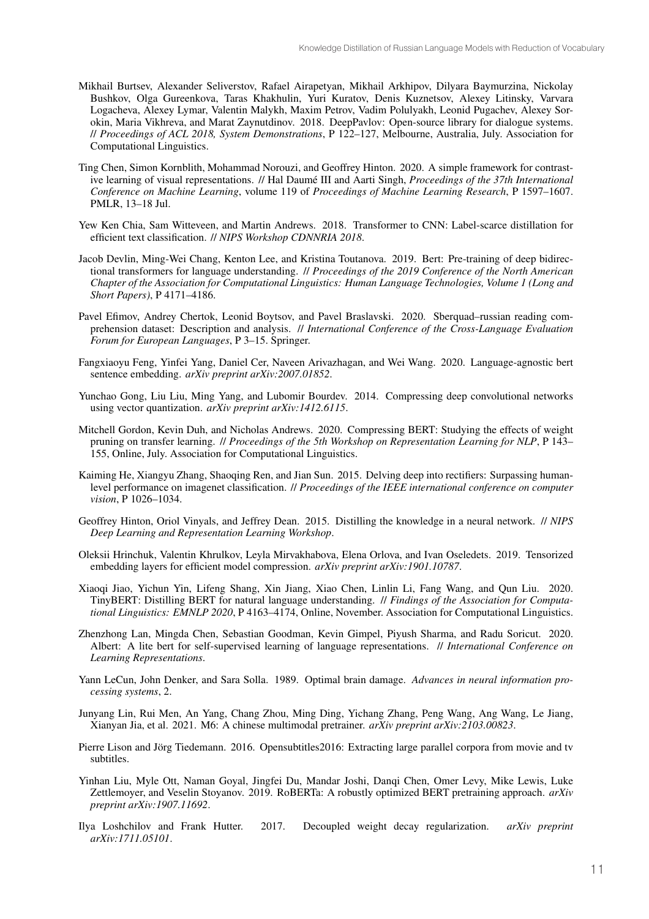Mikhail Burtsev, Alexander Seliverstov, Rafael Airapetyan, Mikhail Arkhipov, Dilyara Baymurzina, Nickolay Bushkov, Olga Gureenkova, Taras Khakhulin, Yuri Kuratov, Denis Kuznetsov, Alexey Litinsky, Varvara Logacheva, Alexey Lymar, Valentin Malykh, Maxim Petrov, Vadim Polulyakh, Leonid Pugachev, Alexey Sorokin, Maria Vikhreva, and Marat Zaynutdinov. 2018. DeepPavlov: Open-source library for dialogue systems. // *Proceedings of ACL 2018, System Demonstrations*, P 122–127, Melbourne, Australia, July. Association for Computational Linguistics.

Ting Chen, Simon Kornblith, Mohammad Norouzi, and Geoffrey Hinton. 2020. A simple framework for contrastive learning of visual representations. // Hal Daumé III and Aarti Singh, *Proceedings of the 37th International Conference on Machine Learning*, volume 119 of *Proceedings of Machine Learning Research*, P 1597–1607. PMLR, 13–18 Jul.

Yew Ken Chia, Sam Witteveen, and Martin Andrews. 2018. Transformer to CNN: Label-scarce distillation for efficient text classification. // *NIPS Workshop CDNNRIA 2018*.

Jacob Devlin, Ming-Wei Chang, Kenton Lee, and Kristina Toutanova. 2019. Bert: Pre-training of deep bidirectional transformers for language understanding. // *Proceedings of the 2019 Conference of the North American Chapter of the Association for Computational Linguistics: Human Language Technologies, Volume 1 (Long and Short Papers)*, P 4171–4186.

Pavel Efimov, Andrey Chertok, Leonid Boytsov, and Pavel Braslavski. 2020. Sberquad–russian reading comprehension dataset: Description and analysis. // *International Conference of the Cross-Language Evaluation Forum for European Languages*, P 3–15. Springer.

Fangxiaoyu Feng, Yinfei Yang, Daniel Cer, Naveen Arivazhagan, and Wei Wang. 2020. Language-agnostic bert sentence embedding. *arXiv preprint arXiv:2007.01852*.

Yunchao Gong, Liu Liu, Ming Yang, and Lubomir Bourdev. 2014. Compressing deep convolutional networks using vector quantization. *arXiv preprint arXiv:1412.6115*.

Mitchell Gordon, Kevin Duh, and Nicholas Andrews. 2020. Compressing BERT: Studying the effects of weight pruning on transfer learning. // *Proceedings of the 5th Workshop on Representation Learning for NLP*, P 143–155, Online, July. Association for Computational Linguistics.

Kaiming He, Xiangyu Zhang, Shaoqing Ren, and Jian Sun. 2015. Delving deep into rectifiers: Surpassing human-level performance on imagenet classification. // *Proceedings of the IEEE international conference on computer vision*, P 1026–1034.

Geoffrey Hinton, Oriol Vinyals, and Jeffrey Dean. 2015. Distilling the knowledge in a neural network. // *NIPS Deep Learning and Representation Learning Workshop*.

Oleksii Hrinchuk, Valentin Khrulkov, Leyla Mirvakhabova, Elena Orlova, and Ivan Oseledets. 2019. Tensorized embedding layers for efficient model compression. *arXiv preprint arXiv:1901.10787*.

Xiaoqi Jiao, Yichun Yin, Lifeng Shang, Xin Jiang, Xiao Chen, Linlin Li, Fang Wang, and Qun Liu. 2020. TinyBERT: Distilling BERT for natural language understanding. // *Findings of the Association for Computational Linguistics: EMNLP 2020*, P 4163–4174, Online, November. Association for Computational Linguistics.

Zhenzhong Lan, Mingda Chen, Sebastian Goodman, Kevin Gimpel, Piyush Sharma, and Radu Soricut. 2020. Albert: A lite bert for self-supervised learning of language representations. // *International Conference on Learning Representations*.

Yann LeCun, John Denker, and Sara Solla. 1989. Optimal brain damage. *Advances in neural information processing systems*, 2.

Junyang Lin, Rui Men, An Yang, Chang Zhou, Ming Ding, Yichang Zhang, Peng Wang, Ang Wang, Le Jiang, Xianyan Jia, et al. 2021. M6: A chinese multimodal pretrainer. *arXiv preprint arXiv:2103.00823*.

Pierre Lison and Jörg Tiedemann. 2016. Opensubtitles2016: Extracting large parallel corpora from movie and tv subtitles.

Yinhan Liu, Myle Ott, Naman Goyal, Jingfei Du, Mandar Joshi, Danqi Chen, Omer Levy, Mike Lewis, Luke Zettlemoyer, and Veselin Stoyanov. 2019. RoBERTa: A robustly optimized BERT pretraining approach. *arXiv preprint arXiv:1907.11692*.

Ilya Loshchilov and Frank Hutter. 2017. Decoupled weight decay regularization. *arXiv preprint arXiv:1711.05101*.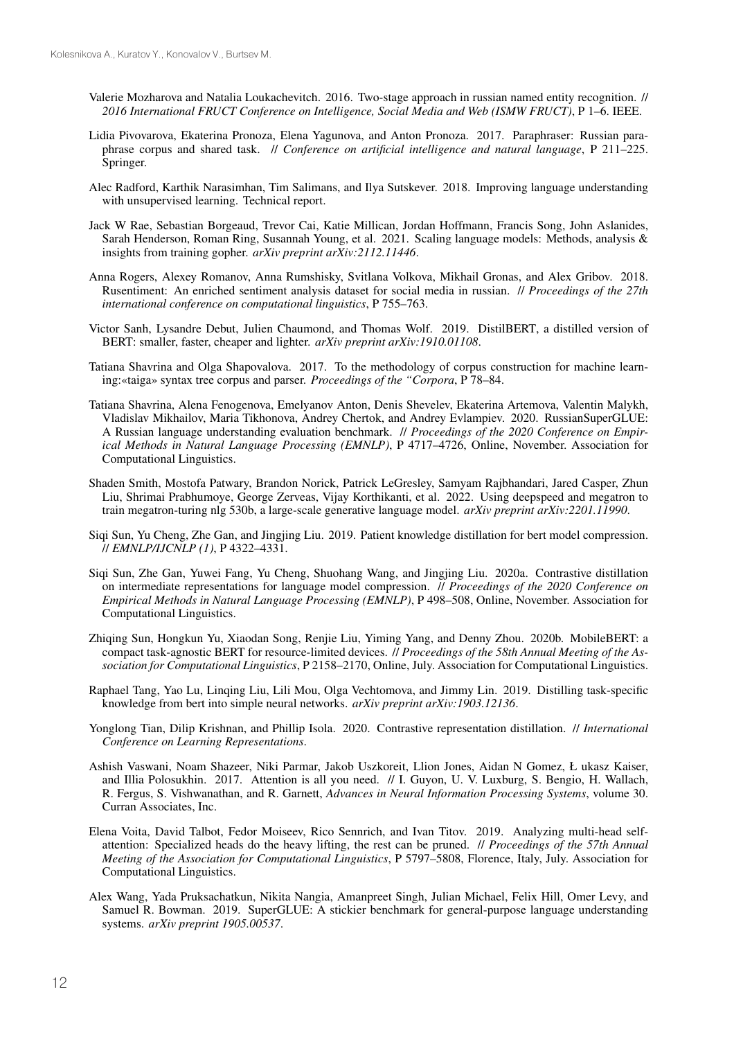Valerie Mozharova and Natalia Loukachevitch. 2016. Two-stage approach in russian named entity recognition. // *2016 International FRUCT Conference on Intelligence, Social Media and Web (ISMW FRUCT)*, P 1–6. IEEE.

Lidia Pivovarova, Ekaterina Pronoza, Elena Yagunova, and Anton Pronoza. 2017. Paraphraser: Russian paraphrase corpus and shared task. // *Conference on artificial intelligence and natural language*, P 211–225. Springer.

Alec Radford, Karthik Narasimhan, Tim Salimans, and Ilya Sutskever. 2018. Improving language understanding with unsupervised learning. Technical report.

Jack W Rae, Sebastian Borgeaud, Trevor Cai, Katie Millican, Jordan Hoffmann, Francis Song, John Aslanides, Sarah Henderson, Roman Ring, Susannah Young, et al. 2021. Scaling language models: Methods, analysis & insights from training gopher. *arXiv preprint arXiv:2112.11446*.

Anna Rogers, Alexey Romanov, Anna Rumshisky, Svitlana Volkova, Mikhail Gronas, and Alex Gribov. 2018. Rusentiment: An enriched sentiment analysis dataset for social media in russian. // *Proceedings of the 27th international conference on computational linguistics*, P 755–763.

Victor Sanh, Lysandre Debut, Julien Chaumond, and Thomas Wolf. 2019. DistilBERT, a distilled version of BERT: smaller, faster, cheaper and lighter. *arXiv preprint arXiv:1910.01108*.

Tatiana Shavrina and Olga Shapovalova. 2017. To the methodology of corpus construction for machine learning:«taiga» syntax tree corpus and parser. *Proceedings of the "Corpora*, P 78–84.

Tatiana Shavrina, Alena Fenogenova, Emelyanov Anton, Denis Shevelev, Ekaterina Artemova, Valentin Malykh, Vladislav Mikhailov, Maria Tikhonova, Andrey Chertok, and Andrey Evlampiev. 2020. RussianSuperGLUE: A Russian language understanding evaluation benchmark. // *Proceedings of the 2020 Conference on Empirical Methods in Natural Language Processing (EMNLP)*, P 4717–4726, Online, November. Association for Computational Linguistics.

Shaden Smith, Mostofa Patwary, Brandon Norick, Patrick LeGresley, Samyam Rajbhandari, Jared Casper, Zhun Liu, Shrimai Prabhumoye, George Zerveas, Vijay Korthikanti, et al. 2022. Using deepspeed and megatron to train megatron-turing nlg 530b, a large-scale generative language model. *arXiv preprint arXiv:2201.11990*.

Siqi Sun, Yu Cheng, Zhe Gan, and Jingjing Liu. 2019. Patient knowledge distillation for bert model compression. // *EMNLP/IJCNLP (1)*, P 4322–4331.

Siqi Sun, Zhe Gan, Yuwei Fang, Yu Cheng, Shuohang Wang, and Jingjing Liu. 2020a. Contrastive distillation on intermediate representations for language model compression. // *Proceedings of the 2020 Conference on Empirical Methods in Natural Language Processing (EMNLP)*, P 498–508, Online, November. Association for Computational Linguistics.

Zhiqing Sun, Hongkun Yu, Xiaodan Song, Renjie Liu, Yiming Yang, and Denny Zhou. 2020b. MobileBERT: a compact task-agnostic BERT for resource-limited devices. // *Proceedings of the 58th Annual Meeting of the Association for Computational Linguistics*, P 2158–2170, Online, July. Association for Computational Linguistics.

Raphael Tang, Yao Lu, Linqing Liu, Lili Mou, Olga Vechtomova, and Jimmy Lin. 2019. Distilling task-specific knowledge from bert into simple neural networks. *arXiv preprint arXiv:1903.12136*.

Yonglong Tian, Dilip Krishnan, and Phillip Isola. 2020. Contrastive representation distillation. // *International Conference on Learning Representations*.

Ashish Vaswani, Noam Shazeer, Niki Parmar, Jakob Uszkoreit, Llion Jones, Aidan N Gomez, Ł ukasz Kaiser, and Illia Polosukhin. 2017. Attention is all you need. // I. Guyon, U. V. Luxburg, S. Bengio, H. Wallach, R. Fergus, S. Vishwanathan, and R. Garnett, *Advances in Neural Information Processing Systems*, volume 30. Curran Associates, Inc.

Elena Voita, David Talbot, Fedor Moiseev, Rico Sennrich, and Ivan Titov. 2019. Analyzing multi-head self-attention: Specialized heads do the heavy lifting, the rest can be pruned. // *Proceedings of the 57th Annual Meeting of the Association for Computational Linguistics*, P 5797–5808, Florence, Italy, July. Association for Computational Linguistics.

Alex Wang, Yada Pruksachatkun, Nikita Nangia, Amanpreet Singh, Julian Michael, Felix Hill, Omer Levy, and Samuel R. Bowman. 2019. SuperGLUE: A stickier benchmark for general-purpose language understanding systems. *arXiv preprint 1905.00537*.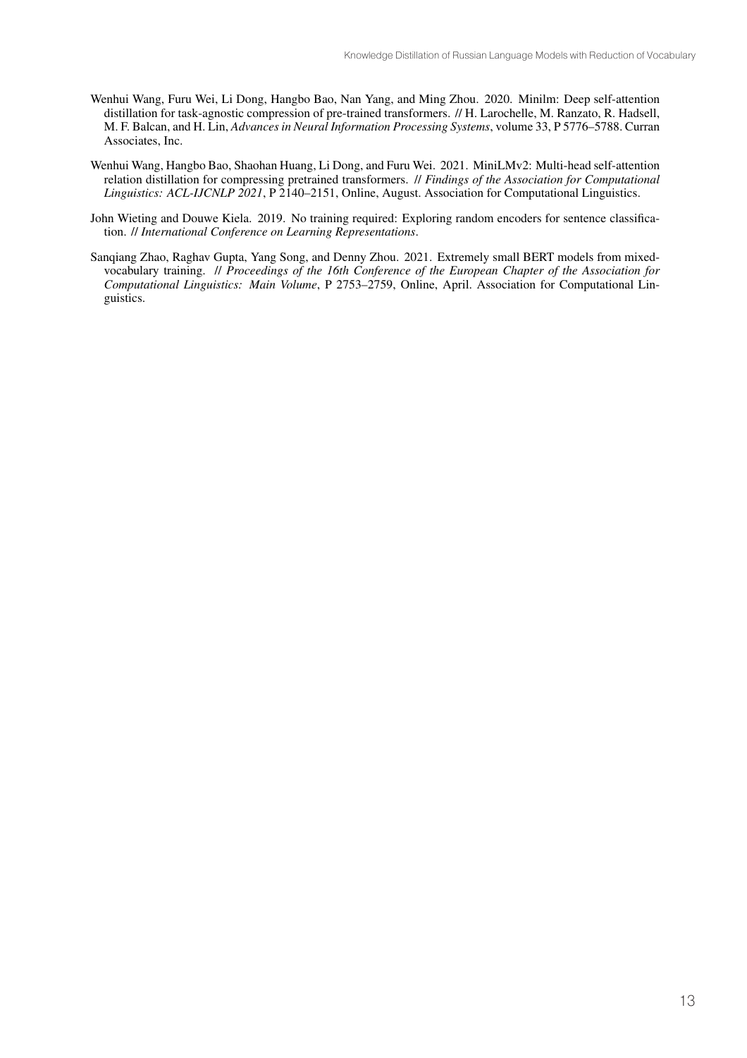Wenhui Wang, Furu Wei, Li Dong, Hangbo Bao, Nan Yang, and Ming Zhou. 2020. Minilm: Deep self-attention distillation for task-agnostic compression of pre-trained transformers. // H. Larochelle, M. Ranzato, R. Hadsell, M. F. Balcan, and H. Lin, *Advances in Neural Information Processing Systems*, volume 33, P 5776–5788. Curran Associates, Inc.

Wenhui Wang, Hangbo Bao, Shaohan Huang, Li Dong, and Furu Wei. 2021. MiniLMv2: Multi-head self-attention relation distillation for compressing pretrained transformers. // *Findings of the Association for Computational Linguistics: ACL-IJCNLP 2021*, P 2140–2151, Online, August. Association for Computational Linguistics.

John Wieting and Douwe Kiela. 2019. No training required: Exploring random encoders for sentence classification. // *International Conference on Learning Representations*.

Sanqiang Zhao, Raghav Gupta, Yang Song, and Denny Zhou. 2021. Extremely small BERT models from mixed-vocabulary training. // *Proceedings of the 16th Conference of the European Chapter of the Association for Computational Linguistics: Main Volume*, P 2753–2759, Online, April. Association for Computational Linguistics.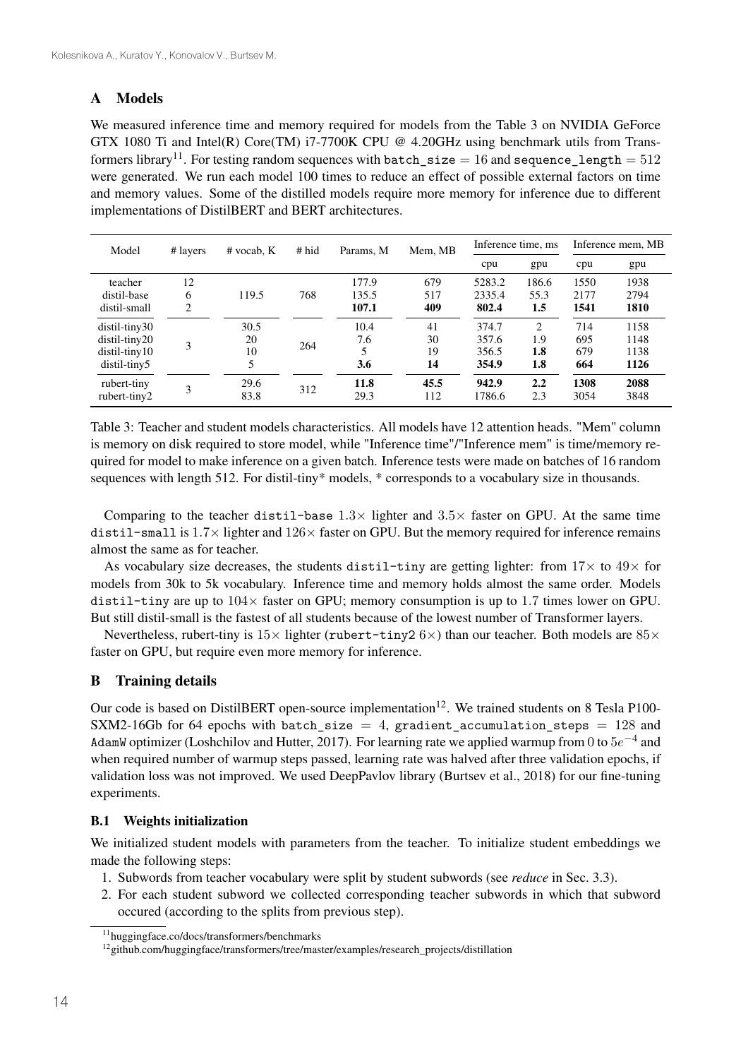## A Models

We measured inference time and memory required for models from the Table 3 on NVIDIA GeForce GTX 1080 Ti and Intel(R) Core(TM) i7-7700K CPU @ 4.20GHz using benchmark utils from Transformers library[11]. For testing random sequences with `batch_size` $= 16$ and `sequence_length` $= 512$ were generated. We run each model 100 times to reduce an effect of possible external factors on time and memory values. Some of the distilled models require more memory for inference due to different implementations of DistilBERT and BERT architectures.

| Model | # layers | # vocab, K | # hid | Params, M | Mem, MB | Inference time, ms | | Inference mem, MB | |
|---|---|---|---|---|---|---|---|---|---|
| | | | | | | cpu | gpu | cpu | gpu |
| teacher | 12 | 119.5 | 768 | 177.9 | 679 | 5283.2 | 186.6 | 1550 | 1938 |
| distil-base | 6 | 119.5 | 768 | 135.5 | 517 | 2335.4 | 55.3 | 2177 | 2794 |
| distil-small | 2 | 119.5 | 768 | **107.1** | **409** | **802.4** | **1.5** | **1541** | **1810** |
| distil-tiny30 | 3 | 30.5 | 264 | 10.4 | 41 | 374.7 | 2 | 714 | 1158 |
| distil-tiny20 | 3 | 20 | 264 | 7.6 | 30 | 357.6 | 1.9 | 695 | 1148 |
| distil-tiny10 | 3 | 10 | 264 | 5 | 19 | 356.5 | **1.8** | 679 | 1138 |
| distil-tiny5 | 3 | 5 | 264 | **3.6** | **14** | **354.9** | **1.8** | **664** | **1126** |
| rubert-tiny | 3 | 29.6 | 312 | **11.8** | **45.5** | **942.9** | **2.2** | **1308** | **2088** |
| rubert-tiny2 | 3 | 83.8 | 312 | 29.3 | 112 | 1786.6 | 2.3 | 3054 | 3848 |

Table 3: Teacher and student models characteristics. All models have 12 attention heads. "Mem" column is memory on disk required to store model, while "Inference time"/"Inference mem" is time/memory required for model to make inference on a given batch. Inference tests were made on batches of 16 random sequences with length 512. For distil-tiny* models, * corresponds to a vocabulary size in thousands.

Comparing to the teacher `distil-base` $1.3\times$ lighter and $3.5\times$ faster on GPU. At the same time `distil-small` is $1.7\times$ lighter and $126\times$ faster on GPU. But the memory required for inference remains almost the same as for teacher.

As vocabulary size decreases, the students `distil-tiny` are getting lighter: from $17\times$ to $49\times$ for models from 30k to 5k vocabulary. Inference time and memory holds almost the same order. Models `distil-tiny` are up to $104\times$ faster on GPU; memory consumption is up to 1.7 times lower on GPU. But still distil-small is the fastest of all students because of the lowest number of Transformer layers.

Nevertheless, rubert-tiny is $15\times$ lighter (`rubert-tiny2` $6\times$) than our teacher. Both models are $85\times$ faster on GPU, but require even more memory for inference.

## B Training details

Our code is based on DistilBERT open-source implementation[12]. We trained students on 8 Tesla P100-SXM2-16Gb for 64 epochs with `batch_size` $= 4$, `gradient_accumulation_steps` $= 128$ and `AdamW` optimizer (Loshchilov and Hutter, 2017). For learning rate we applied warmup from 0 to $5e^{-4}$ and when required number of warmup steps passed, learning rate was halved after three validation epochs, if validation loss was not improved. We used DeepPavlov library (Burtsev et al., 2018) for our fine-tuning experiments.

### B.1 Weights initialization

We initialized student models with parameters from the teacher. To initialize student embeddings we made the following steps:

1. Subwords from teacher vocabulary were split by student subwords (see *reduce* in Sec. 3.3).
2. For each student subword we collected corresponding teacher subwords in which that subword occured (according to the splits from previous step).

[11] huggingface.co/docs/transformers/benchmarks

[12] github.com/huggingface/transformers/tree/master/examples/research_projects/distillation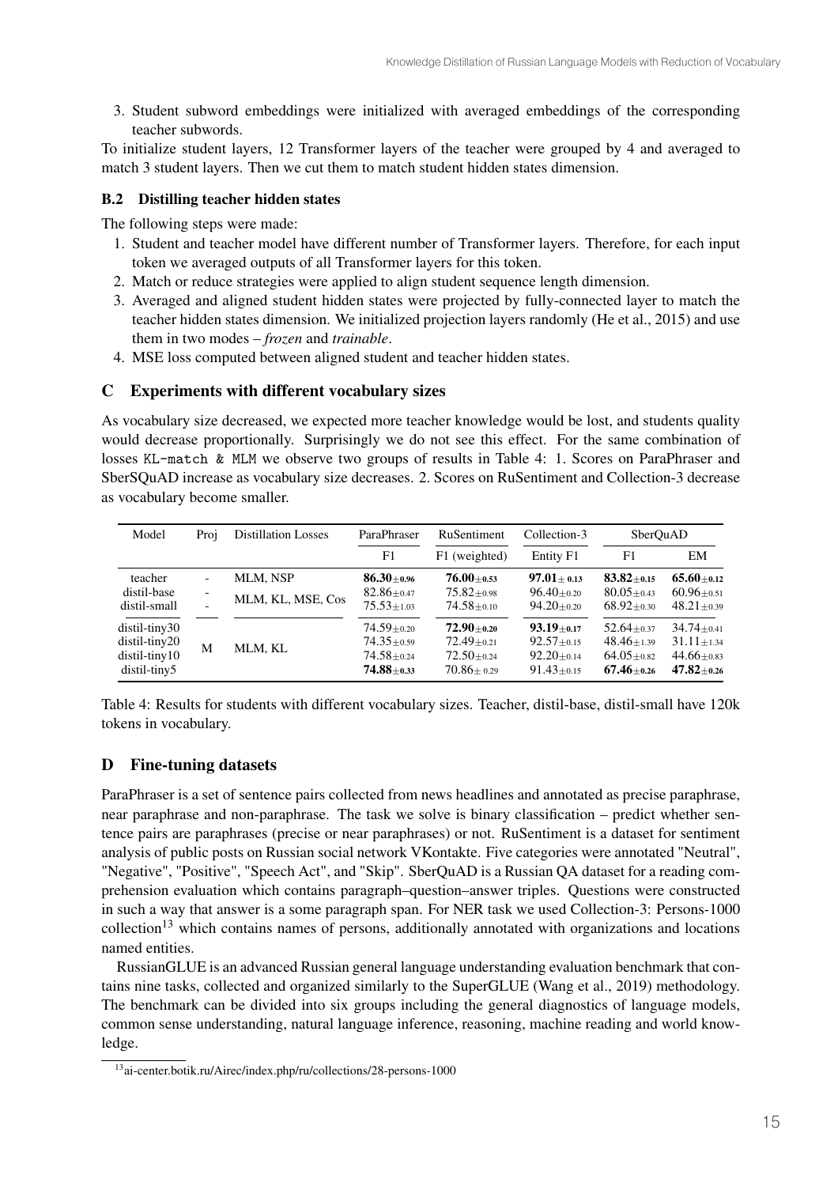3. Student subword embeddings were initialized with averaged embeddings of the corresponding teacher subwords.

To initialize student layers, 12 Transformer layers of the teacher were grouped by 4 and averaged to match 3 student layers. Then we cut them to match student hidden states dimension.

### B.2 Distilling teacher hidden states

The following steps were made:

1. Student and teacher model have different number of Transformer layers. Therefore, for each input token we averaged outputs of all Transformer layers for this token.
2. Match or reduce strategies were applied to align student sequence length dimension.
3. Averaged and aligned student hidden states were projected by fully-connected layer to match the teacher hidden states dimension. We initialized projection layers randomly (He et al., 2015) and use them in two modes – *frozen* and *trainable*.
4. MSE loss computed between aligned student and teacher hidden states.

## C Experiments with different vocabulary sizes

As vocabulary size decreased, we expected more teacher knowledge would be lost, and students quality would decrease proportionally. Surprisingly we do not see this effect. For the same combination of losses `KL-match & MLM` we observe two groups of results in Table 4: 1. Scores on ParaPhraser and SberSQuAD increase as vocabulary size decreases. 2. Scores on RuSentiment and Collection-3 decrease as vocabulary become smaller.

| Model | Proj | Distillation Losses | ParaPhraser | RuSentiment | Collection-3 | SberQuAD | |
|---|---|---|---|---|---|---|---|
| | | | F1 | F1 (weighted) | Entity F1 | F1 | EM |
| teacher | - | MLM, NSP | **86.30**$\pm$0.96 | **76.00**$\pm$0.53 | **97.01**$\pm$0.13 | **83.82**$\pm$0.15 | **65.60**$\pm$0.12 |
| distil-base | - | MLM, KL, MSE, Cos | 82.86$\pm$0.47 | 75.82$\pm$0.98 | 96.40$\pm$0.20 | 80.05$\pm$0.43 | 60.96$\pm$0.51 |
| distil-small | - | MLM, KL, MSE, Cos | 75.53$\pm$1.03 | 74.58$\pm$0.10 | 94.20$\pm$0.20 | 68.92$\pm$0.30 | 48.21$\pm$0.39 |
| distil-tiny30 | M | MLM, KL | 74.59$\pm$0.20 | **72.90**$\pm$0.20 | **93.19**$\pm$0.17 | 52.64$\pm$0.37 | 34.74$\pm$0.41 |
| distil-tiny20 | M | MLM, KL | 74.35$\pm$0.59 | 72.49$\pm$0.21 | 92.57$\pm$0.15 | 48.46$\pm$1.39 | 31.11$\pm$1.34 |
| distil-tiny10 | M | MLM, KL | 74.58$\pm$0.24 | 72.50$\pm$0.24 | 92.20$\pm$0.14 | 64.05$\pm$0.82 | 44.66$\pm$0.83 |
| distil-tiny5 | M | MLM, KL | **74.88**$\pm$0.33 | 70.86$\pm$0.29 | 91.43$\pm$0.15 | **67.46**$\pm$0.26 | **47.82**$\pm$0.26 |

Table 4: Results for students with different vocabulary sizes. Teacher, distil-base, distil-small have 120k tokens in vocabulary.

## D Fine-tuning datasets

ParaPhraser is a set of sentence pairs collected from news headlines and annotated as precise paraphrase, near paraphrase and non-paraphrase. The task we solve is binary classification – predict whether sentence pairs are paraphrases (precise or near paraphrases) or not. RuSentiment is a dataset for sentiment analysis of public posts on Russian social network VKontakte. Five categories were annotated "Neutral", "Negative", "Positive", "Speech Act", and "Skip". SberQuAD is a Russian QA dataset for a reading comprehension evaluation which contains paragraph–question–answer triples. Questions were constructed in such a way that answer is a some paragraph span. For NER task we used Collection-3: Persons-1000 collection[13] which contains names of persons, additionally annotated with organizations and locations named entities.

RussianGLUE is an advanced Russian general language understanding evaluation benchmark that contains nine tasks, collected and organized similarly to the SuperGLUE (Wang et al., 2019) methodology. The benchmark can be divided into six groups including the general diagnostics of language models, common sense understanding, natural language inference, reasoning, machine reading and world knowledge.

[13] ai-center.botik.ru/Airec/index.php/ru/collections/28-persons-1000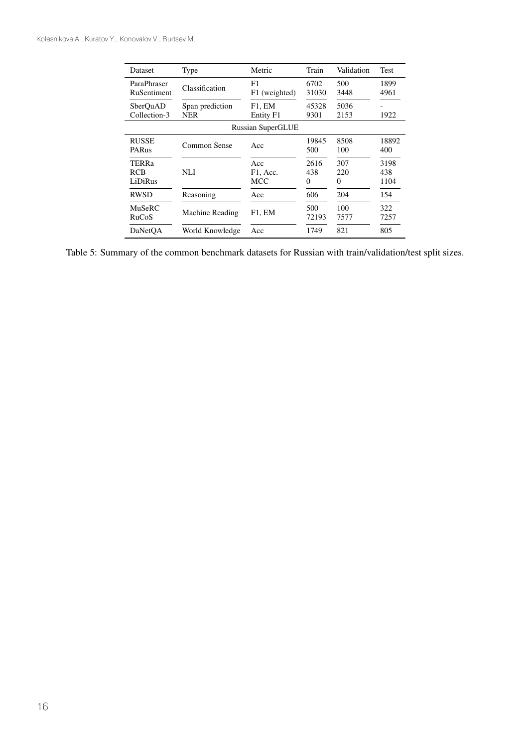| Dataset | Type | Metric | Train | Validation | Test |
|---|---|---|---|---|---|
| ParaPhraser | Classification | F1 | 6702 | 500 | 1899 |
| RuSentiment | | F1 (weighted) | 31030 | 3448 | 4961 |
| SberQuAD | Span prediction | F1, EM | 45328 | 5036 | - |
| Collection-3 | NER | Entity F1 | 9301 | 2153 | 1922 |
| Russian SuperGLUE | | | | | |
| RUSSE | Common Sense | Acc | 19845 | 8508 | 18892 |
| PARus | | | 500 | 100 | 400 |
| TERRa | NLI | Acc | 2616 | 307 | 3198 |
| RCB | | F1, Acc. | 438 | 220 | 438 |
| LiDiRus | | MCC | 0 | 0 | 1104 |
| RWSD | Reasoning | Acc | 606 | 204 | 154 |
| MuSeRC | Machine Reading | F1, EM | 500 | 100 | 322 |
| RuCoS | | | 72193 | 7577 | 7257 |
| DaNetQA | World Knowledge | Acc | 1749 | 821 | 805 |

Table 5: Summary of the common benchmark datasets for Russian with train/validation/test split sizes.